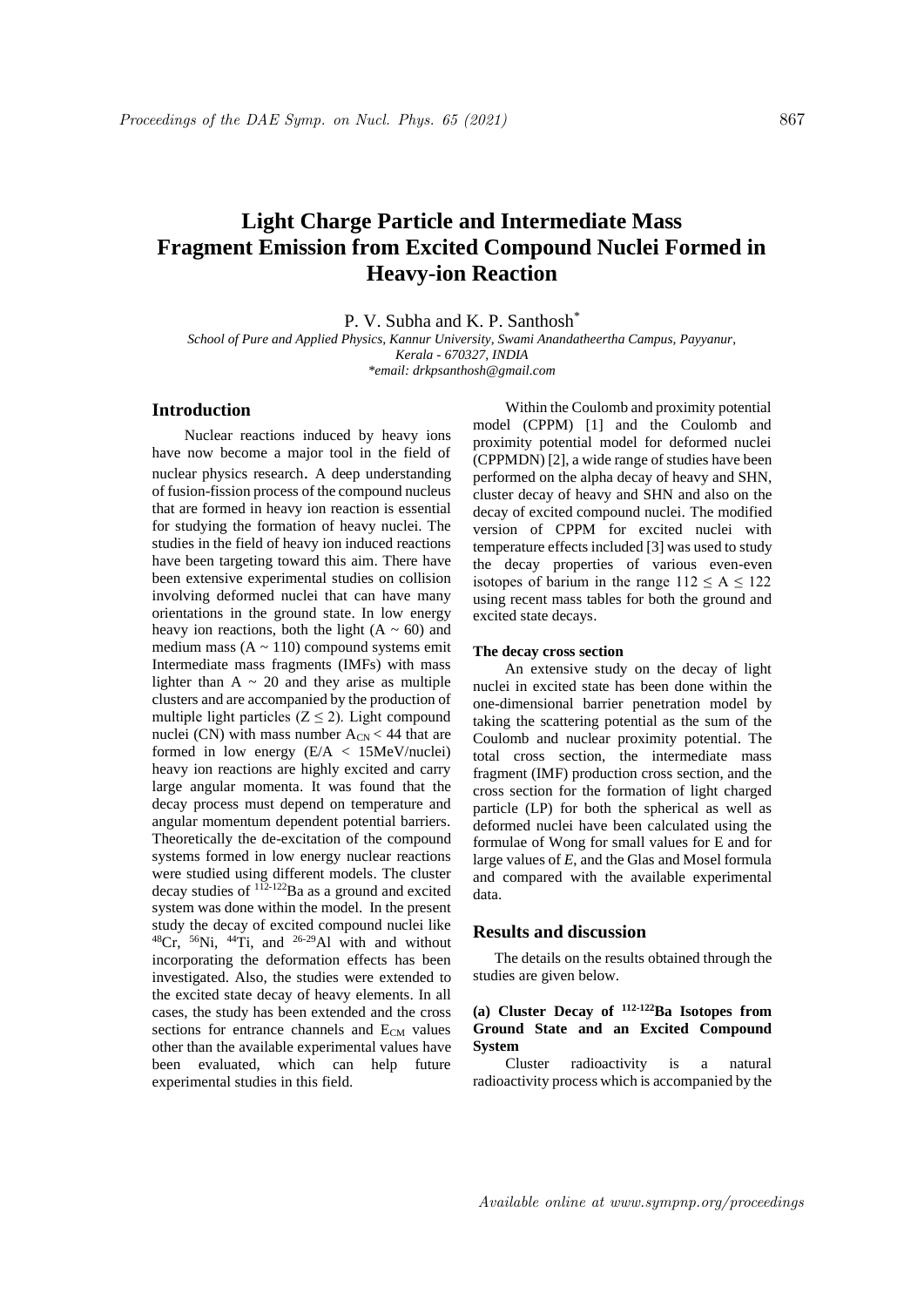# Light Charge Particle and Intermediate Mass Fragment Emission from Excited Compound Nuclei Formed in Heavy-ion Reaction

P. V. Subha and K. P. Santhosh*

*School of Pure and Applied Physics, Kannur University, Swami Anandatheertha Campus, Payyanur, Kerala - 670327, INDIA*

*\*email: drkpsanthosh@gmail.com*

## Introduction

Nuclear reactions induced by heavy ions have now become a major tool in the field of nuclear physics research. A deep understanding of fusion-fission process of the compound nucleus that are formed in heavy ion reaction is essential for studying the formation of heavy nuclei. The studies in the field of heavy ion induced reactions have been targeting toward this aim. There have been extensive experimental studies on collision involving deformed nuclei that can have many orientations in the ground state. In low energy heavy ion reactions, both the light ($A \sim 60$) and medium mass ($A \sim 110$) compound systems emit Intermediate mass fragments (IMFs) with mass lighter than $A \sim 20$ and they arise as multiple clusters and are accompanied by the production of multiple light particles ($Z \leq 2$). Light compound nuclei (CN) with mass number $A_{CN} < 44$ that are formed in low energy ($E/A < 15$MeV/nuclei) heavy ion reactions are highly excited and carry large angular momenta. It was found that the decay process must depend on temperature and angular momentum dependent potential barriers. Theoretically the de-excitation of the compound systems formed in low energy nuclear reactions were studied using different models. The cluster decay studies of $^{112-122}$Ba as a ground and excited system was done within the model. In the present study the decay of excited compound nuclei like $^{48}$Cr, $^{56}$Ni, $^{44}$Ti, and $^{26-29}$Al with and without incorporating the deformation effects has been investigated. Also, the studies were extended to the excited state decay of heavy elements. In all cases, the study has been extended and the cross sections for entrance channels and $E_{CM}$ values other than the available experimental values have been evaluated, which can help future experimental studies in this field.

Within the Coulomb and proximity potential model (CPPM) [1] and the Coulomb and proximity potential model for deformed nuclei (CPPMDN) [2], a wide range of studies have been performed on the alpha decay of heavy and SHN, cluster decay of heavy and SHN and also on the decay of excited compound nuclei. The modified version of CPPM for excited nuclei with temperature effects included [3] was used to study the decay properties of various even-even isotopes of barium in the range $112 \leq A \leq 122$ using recent mass tables for both the ground and excited state decays.

#### The decay cross section

An extensive study on the decay of light nuclei in excited state has been done within the one-dimensional barrier penetration model by taking the scattering potential as the sum of the Coulomb and nuclear proximity potential. The total cross section, the intermediate mass fragment (IMF) production cross section, and the cross section for the formation of light charged particle (LP) for both the spherical as well as deformed nuclei have been calculated using the formulae of Wong for small values for E and for large values of *E*, and the Glas and Mosel formula and compared with the available experimental data.

## Results and discussion

The details on the results obtained through the studies are given below.

#### (a) Cluster Decay of $^{112-122}$Ba Isotopes from Ground State and an Excited Compound System

Cluster radioactivity is a natural radioactivity process which is accompanied by the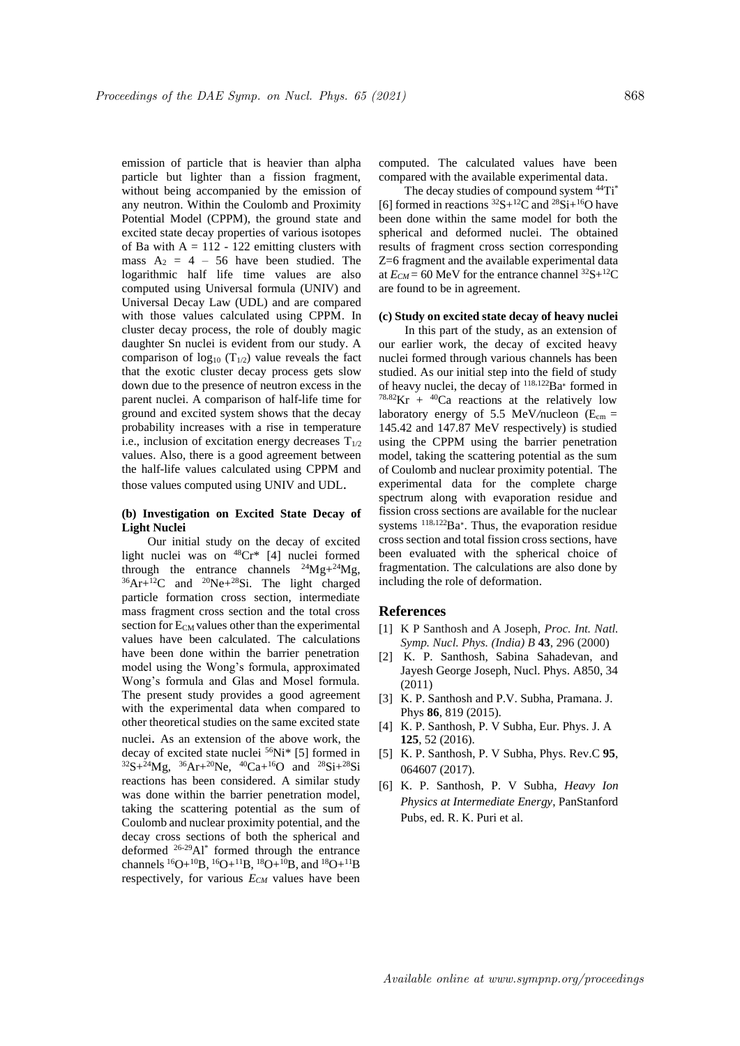emission of particle that is heavier than alpha particle but lighter than a fission fragment, without being accompanied by the emission of any neutron. Within the Coulomb and Proximity Potential Model (CPPM), the ground state and excited state decay properties of various isotopes of Ba with A = 112 - 122 emitting clusters with mass $A_2$ = 4 – 56 have been studied. The logarithmic half life time values are also computed using Universal formula (UNIV) and Universal Decay Law (UDL) and are compared with those values calculated using CPPM. In cluster decay process, the role of doubly magic daughter Sn nuclei is evident from our study. A comparison of $\log_{10}$ ($T_{1/2}$) value reveals the fact that the exotic cluster decay process gets slow down due to the presence of neutron excess in the parent nuclei. A comparison of half-life time for ground and excited system shows that the decay probability increases with a rise in temperature i.e., inclusion of excitation energy decreases $T_{1/2}$ values. Also, there is a good agreement between the half-life values calculated using CPPM and those values computed using UNIV and UDL.

**(b) Investigation on Excited State Decay of Light Nuclei**

Our initial study on the decay of excited light nuclei was on $^{48}Cr^*$ [4] nuclei formed through the entrance channels $^{24}Mg$+$^{24}Mg$, $^{36}Ar$+$^{12}C$ and $^{20}Ne$+$^{28}Si$. The light charged particle formation cross section, intermediate mass fragment cross section and the total cross section for $E_{CM}$ values other than the experimental values have been calculated. The calculations have been done within the barrier penetration model using the Wong's formula, approximated Wong's formula and Glas and Mosel formula. The present study provides a good agreement with the experimental data when compared to other theoretical studies on the same excited state nuclei. As an extension of the above work, the decay of excited state nuclei $^{56}Ni^*$ [5] formed in $^{32}S$+$^{24}Mg$, $^{36}Ar$+$^{20}Ne$, $^{40}Ca$+$^{16}O$ and $^{28}Si$+$^{28}Si$ reactions has been considered. A similar study was done within the barrier penetration model, taking the scattering potential as the sum of Coulomb and nuclear proximity potential, and the decay cross sections of both the spherical and deformed $^{26\text{-}29}Al^*$ formed through the entrance channels $^{16}O$+$^{10}B$, $^{16}O$+$^{11}B$, $^{18}O$+$^{10}B$, and $^{18}O$+$^{11}B$ respectively, for various $E_{CM}$ values have been computed. The calculated values have been compared with the available experimental data.

The decay studies of compound system $^{44}Ti^*$ [6] formed in reactions $^{32}S$+$^{12}C$ and $^{28}Si$+$^{16}O$ have been done within the same model for both the spherical and deformed nuclei. The obtained results of fragment cross section corresponding Z=6 fragment and the available experimental data at $E_{CM}$ = 60 MeV for the entrance channel $^{32}S$+$^{12}C$ are found to be in agreement.

**(c) Study on excited state decay of heavy nuclei**

In this part of the study, as an extension of our earlier work, the decay of excited heavy nuclei formed through various channels has been studied. As our initial step into the field of study of heavy nuclei, the decay of $^{118,122}Ba^*$ formed in $^{78,82}Kr$ + $^{40}Ca$ reactions at the relatively low laboratory energy of 5.5 MeV/nucleon ($E_{cm}$ = 145.42 and 147.87 MeV respectively) is studied using the CPPM using the barrier penetration model, taking the scattering potential as the sum of Coulomb and nuclear proximity potential. The experimental data for the complete charge spectrum along with evaporation residue and fission cross sections are available for the nuclear systems $^{118,122}Ba^*$. Thus, the evaporation residue cross section and total fission cross sections, have been evaluated with the spherical choice of fragmentation. The calculations are also done by including the role of deformation.

## References

[1] K P Santhosh and A Joseph, *Proc. Int. Natl. Symp. Nucl. Phys. (India) B* **43**, 296 (2000)

[2] K. P. Santhosh, Sabina Sahadevan, and Jayesh George Joseph, Nucl. Phys. A850, 34 (2011)

[3] K. P. Santhosh and P.V. Subha, Pramana. J. Phys **86**, 819 (2015).

[4] K. P. Santhosh, P. V Subha, Eur. Phys. J. A **125**, 52 (2016).

[5] K. P. Santhosh, P. V Subha, Phys. Rev.C **95**, 064607 (2017).

[6] K. P. Santhosh, P. V Subha, *Heavy Ion Physics at Intermediate Energy*, PanStanford Pubs, ed. R. K. Puri et al.